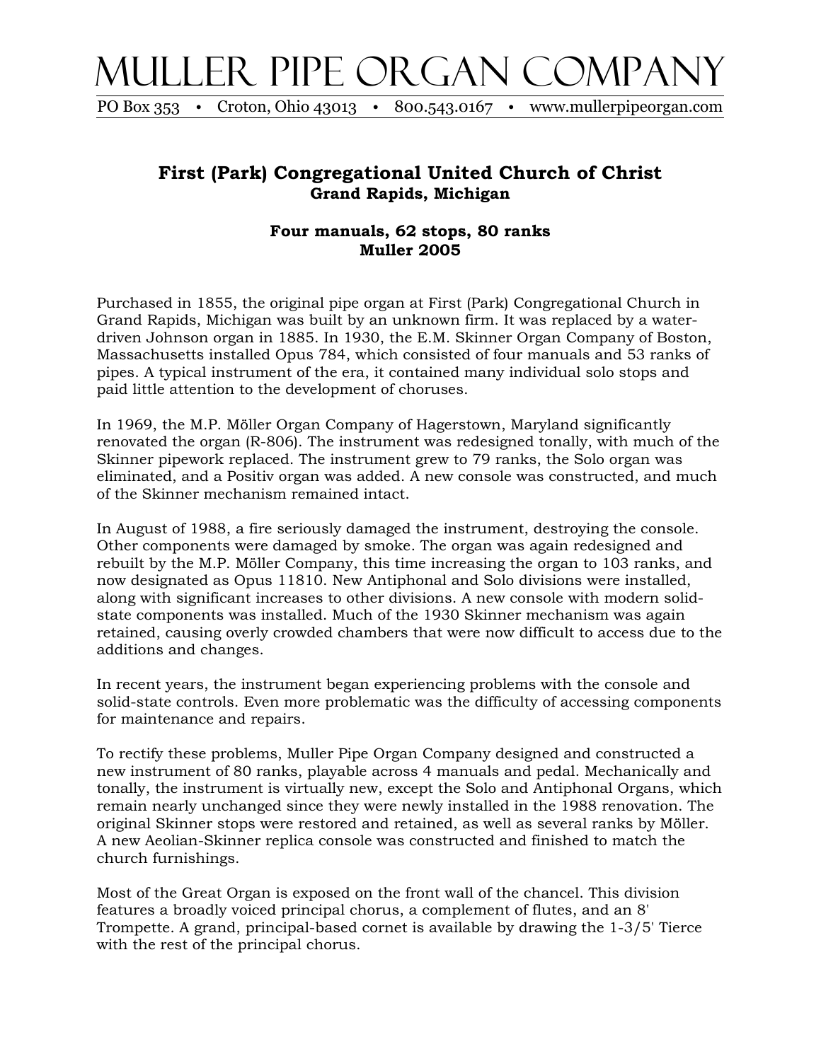# MULLER PIPE ORGAN COMPANY

PO Box 353 • Croton, Ohio 43013 • 800.543.0167 • www.mullerpipeorgan.com

## First (Park) Congregational United Church of Christ
### Grand Rapids, Michigan

### Four manuals, 62 stops, 80 ranks
### Muller 2005

Purchased in 1855, the original pipe organ at First (Park) Congregational Church in Grand Rapids, Michigan was built by an unknown firm. It was replaced by a water-driven Johnson organ in 1885. In 1930, the E.M. Skinner Organ Company of Boston, Massachusetts installed Opus 784, which consisted of four manuals and 53 ranks of pipes. A typical instrument of the era, it contained many individual solo stops and paid little attention to the development of choruses.

In 1969, the M.P. Möller Organ Company of Hagerstown, Maryland significantly renovated the organ (R-806). The instrument was redesigned tonally, with much of the Skinner pipework replaced. The instrument grew to 79 ranks, the Solo organ was eliminated, and a Positiv organ was added. A new console was constructed, and much of the Skinner mechanism remained intact.

In August of 1988, a fire seriously damaged the instrument, destroying the console. Other components were damaged by smoke. The organ was again redesigned and rebuilt by the M.P. Möller Company, this time increasing the organ to 103 ranks, and now designated as Opus 11810. New Antiphonal and Solo divisions were installed, along with significant increases to other divisions. A new console with modern solid-state components was installed. Much of the 1930 Skinner mechanism was again retained, causing overly crowded chambers that were now difficult to access due to the additions and changes.

In recent years, the instrument began experiencing problems with the console and solid-state controls. Even more problematic was the difficulty of accessing components for maintenance and repairs.

To rectify these problems, Muller Pipe Organ Company designed and constructed a new instrument of 80 ranks, playable across 4 manuals and pedal. Mechanically and tonally, the instrument is virtually new, except the Solo and Antiphonal Organs, which remain nearly unchanged since they were newly installed in the 1988 renovation. The original Skinner stops were restored and retained, as well as several ranks by Möller. A new Aeolian-Skinner replica console was constructed and finished to match the church furnishings.

Most of the Great Organ is exposed on the front wall of the chancel. This division features a broadly voiced principal chorus, a complement of flutes, and an 8' Trompette. A grand, principal-based cornet is available by drawing the 1-3/5' Tierce with the rest of the principal chorus.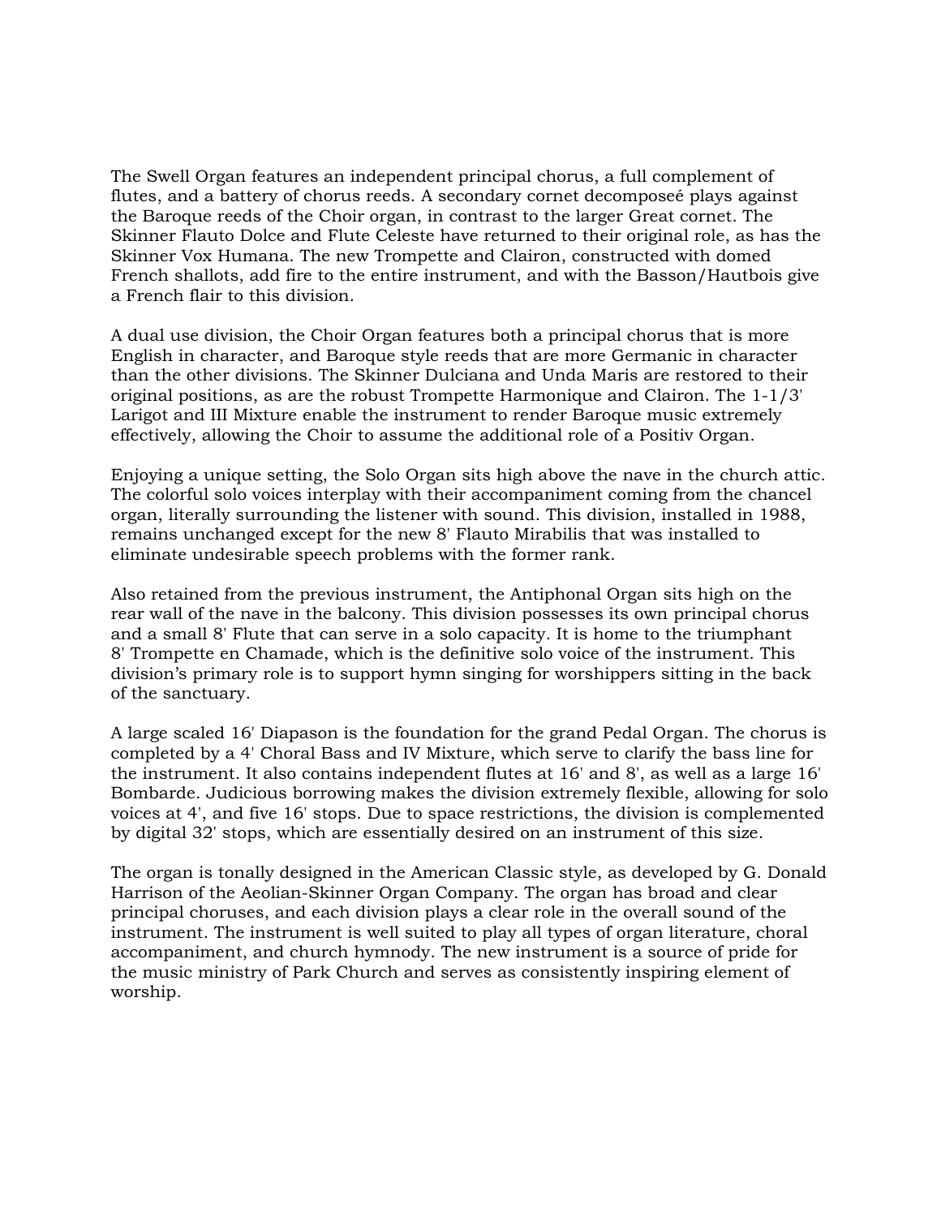The Swell Organ features an independent principal chorus, a full complement of flutes, and a battery of chorus reeds. A secondary cornet decomposeé plays against the Baroque reeds of the Choir organ, in contrast to the larger Great cornet. The Skinner Flauto Dolce and Flute Celeste have returned to their original role, as has the Skinner Vox Humana. The new Trompette and Clairon, constructed with domed French shallots, add fire to the entire instrument, and with the Basson/Hautbois give a French flair to this division.

A dual use division, the Choir Organ features both a principal chorus that is more English in character, and Baroque style reeds that are more Germanic in character than the other divisions. The Skinner Dulciana and Unda Maris are restored to their original positions, as are the robust Trompette Harmonique and Clairon. The 1-1/3' Larigot and III Mixture enable the instrument to render Baroque music extremely effectively, allowing the Choir to assume the additional role of a Positiv Organ.

Enjoying a unique setting, the Solo Organ sits high above the nave in the church attic. The colorful solo voices interplay with their accompaniment coming from the chancel organ, literally surrounding the listener with sound. This division, installed in 1988, remains unchanged except for the new 8' Flauto Mirabilis that was installed to eliminate undesirable speech problems with the former rank.

Also retained from the previous instrument, the Antiphonal Organ sits high on the rear wall of the nave in the balcony. This division possesses its own principal chorus and a small 8' Flute that can serve in a solo capacity. It is home to the triumphant 8' Trompette en Chamade, which is the definitive solo voice of the instrument. This division's primary role is to support hymn singing for worshippers sitting in the back of the sanctuary.

A large scaled 16' Diapason is the foundation for the grand Pedal Organ. The chorus is completed by a 4' Choral Bass and IV Mixture, which serve to clarify the bass line for the instrument. It also contains independent flutes at 16' and 8', as well as a large 16' Bombarde. Judicious borrowing makes the division extremely flexible, allowing for solo voices at 4', and five 16' stops. Due to space restrictions, the division is complemented by digital 32' stops, which are essentially desired on an instrument of this size.

The organ is tonally designed in the American Classic style, as developed by G. Donald Harrison of the Aeolian-Skinner Organ Company. The organ has broad and clear principal choruses, and each division plays a clear role in the overall sound of the instrument. The instrument is well suited to play all types of organ literature, choral accompaniment, and church hymnody. The new instrument is a source of pride for the music ministry of Park Church and serves as consistently inspiring element of worship.